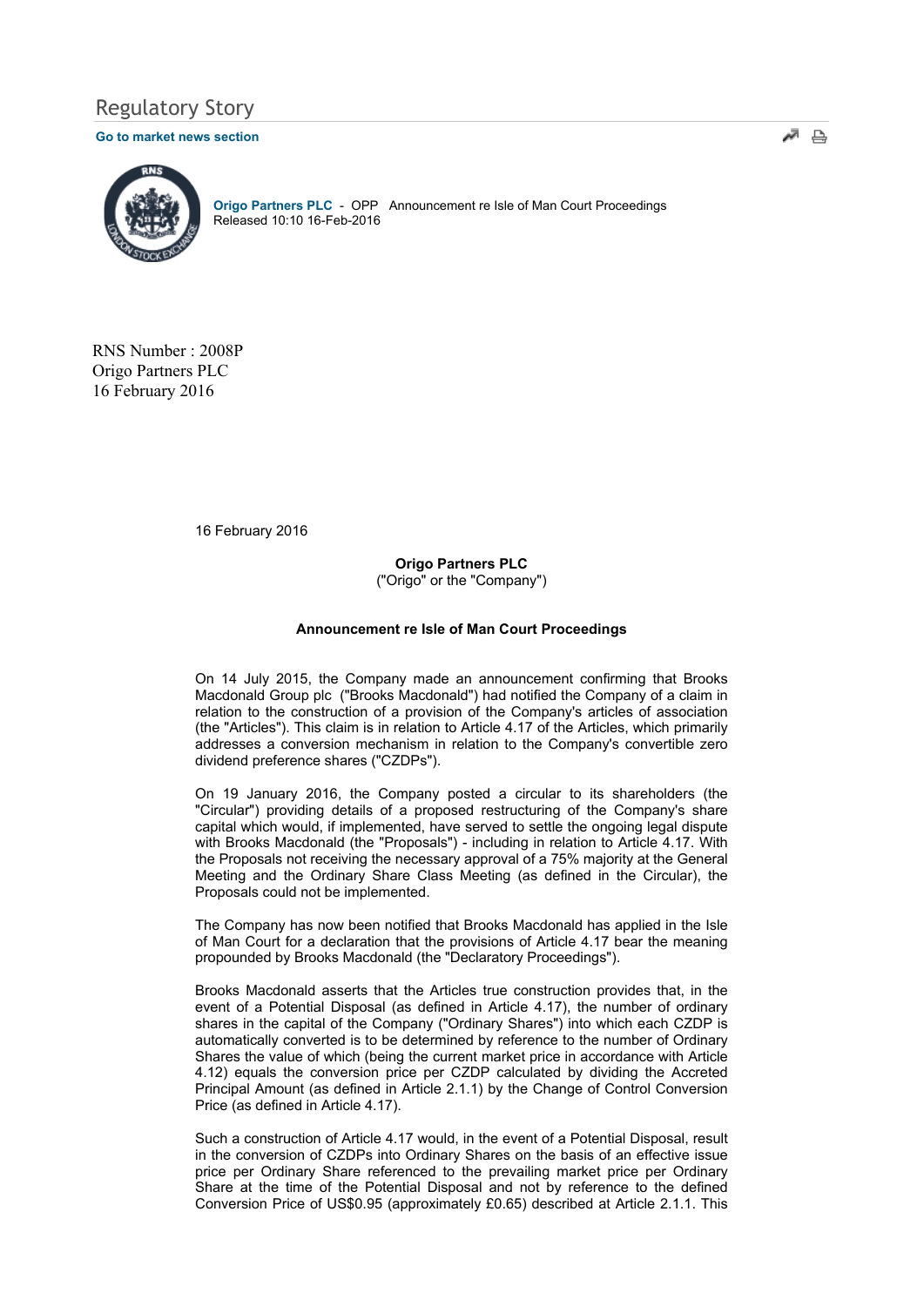# Regulatory Story

**Go to market news section**

**Origo Partners PLC** - OPP Announcement re Isle of Man Court Proceedings
Released 10:10 16-Feb-2016

RNS Number : 2008P
Origo Partners PLC
16 February 2016

16 February 2016

**Origo Partners PLC**
("Origo" or the "Company")

**Announcement re Isle of Man Court Proceedings**

On 14 July 2015, the Company made an announcement confirming that Brooks Macdonald Group plc ("Brooks Macdonald") had notified the Company of a claim in relation to the construction of a provision of the Company's articles of association (the "Articles"). This claim is in relation to Article 4.17 of the Articles, which primarily addresses a conversion mechanism in relation to the Company's convertible zero dividend preference shares ("CZDPs").

On 19 January 2016, the Company posted a circular to its shareholders (the "Circular") providing details of a proposed restructuring of the Company's share capital which would, if implemented, have served to settle the ongoing legal dispute with Brooks Macdonald (the "Proposals") - including in relation to Article 4.17. With the Proposals not receiving the necessary approval of a 75% majority at the General Meeting and the Ordinary Share Class Meeting (as defined in the Circular), the Proposals could not be implemented.

The Company has now been notified that Brooks Macdonald has applied in the Isle of Man Court for a declaration that the provisions of Article 4.17 bear the meaning propounded by Brooks Macdonald (the "Declaratory Proceedings").

Brooks Macdonald asserts that the Articles true construction provides that, in the event of a Potential Disposal (as defined in Article 4.17), the number of ordinary shares in the capital of the Company ("Ordinary Shares") into which each CZDP is automatically converted is to be determined by reference to the number of Ordinary Shares the value of which (being the current market price in accordance with Article 4.12) equals the conversion price per CZDP calculated by dividing the Accreted Principal Amount (as defined in Article 2.1.1) by the Change of Control Conversion Price (as defined in Article 4.17).

Such a construction of Article 4.17 would, in the event of a Potential Disposal, result in the conversion of CZDPs into Ordinary Shares on the basis of an effective issue price per Ordinary Share referenced to the prevailing market price per Ordinary Share at the time of the Potential Disposal and not by reference to the defined Conversion Price of US$0.95 (approximately £0.65) described at Article 2.1.1. This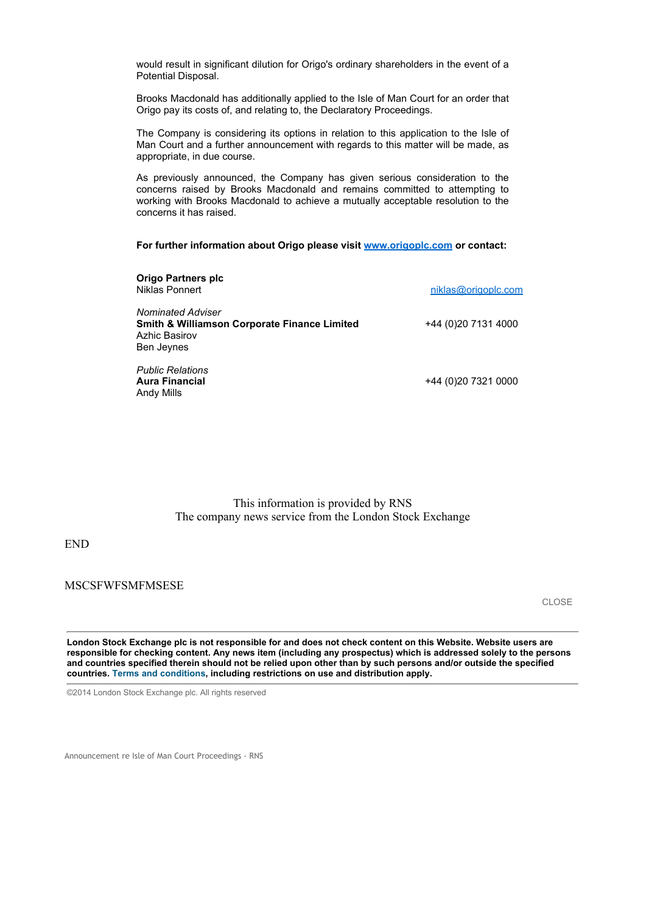would result in significant dilution for Origo's ordinary shareholders in the event of a Potential Disposal.

Brooks Macdonald has additionally applied to the Isle of Man Court for an order that Origo pay its costs of, and relating to, the Declaratory Proceedings.

The Company is considering its options in relation to this application to the Isle of Man Court and a further announcement with regards to this matter will be made, as appropriate, in due course.

As previously announced, the Company has given serious consideration to the concerns raised by Brooks Macdonald and remains committed to attempting to working with Brooks Macdonald to achieve a mutually acceptable resolution to the concerns it has raised.

**For further information about Origo please visit [www.origoplc.com](http://www.origoplc.com) or contact:**

| | |
|---|---|
| **Origo Partners plc**<br>Niklas Ponnert | [niklas@origoplc.com](mailto:niklas@origoplc.com) |
| *Nominated Adviser*<br>**Smith & Williamson Corporate Finance Limited**<br>Azhic Basirov<br>Ben Jeynes | +44 (0)20 7131 4000 |
| *Public Relations*<br>**Aura Financial**<br>Andy Mills | +44 (0)20 7321 0000 |

This information is provided by RNS
The company news service from the London Stock Exchange

END

MSCSFWFSMFMSESE

CLOSE

**London Stock Exchange plc is not responsible for and does not check content on this Website. Website users are responsible for checking content. Any news item (including any prospectus) which is addressed solely to the persons and countries specified therein should not be relied upon other than by such persons and/or outside the specified countries. Terms and conditions, including restrictions on use and distribution apply.**

©2014 London Stock Exchange plc. All rights reserved